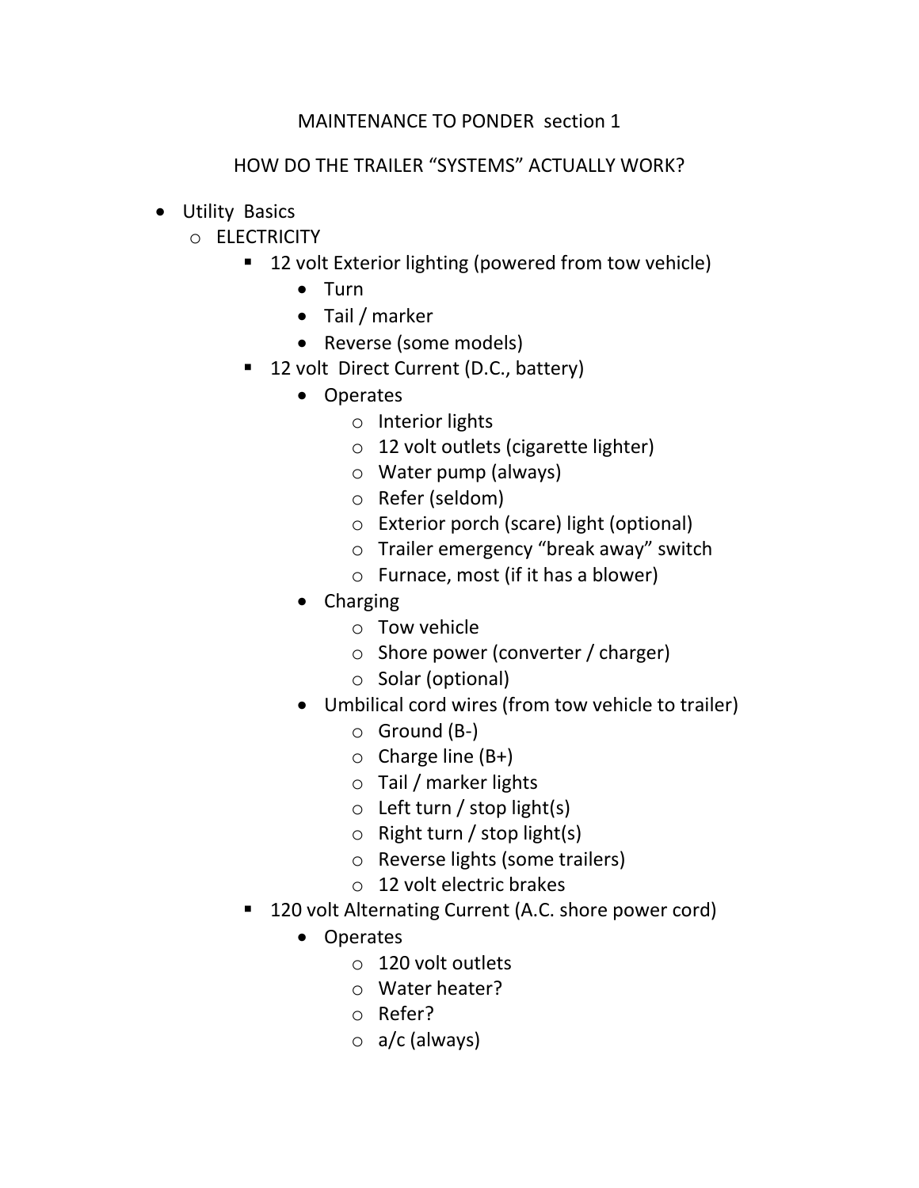# MAINTENANCE TO PONDER section 1

## HOW DO THE TRAILER "SYSTEMS" ACTUALLY WORK?

- Utility Basics
  - ELECTRICITY
    - 12 volt Exterior lighting (powered from tow vehicle)
      - Turn
      - Tail / marker
      - Reverse (some models)
    - 12 volt Direct Current (D.C., battery)
      - Operates
        - Interior lights
        - 12 volt outlets (cigarette lighter)
        - Water pump (always)
        - Refer (seldom)
        - Exterior porch (scare) light (optional)
        - Trailer emergency "break away" switch
        - Furnace, most (if it has a blower)
      - Charging
        - Tow vehicle
        - Shore power (converter / charger)
        - Solar (optional)
      - Umbilical cord wires (from tow vehicle to trailer)
        - Ground (B-)
        - Charge line (B+)
        - Tail / marker lights
        - Left turn / stop light(s)
        - Right turn / stop light(s)
        - Reverse lights (some trailers)
        - 12 volt electric brakes
    - 120 volt Alternating Current (A.C. shore power cord)
      - Operates
        - 120 volt outlets
        - Water heater?
        - Refer?
        - a/c (always)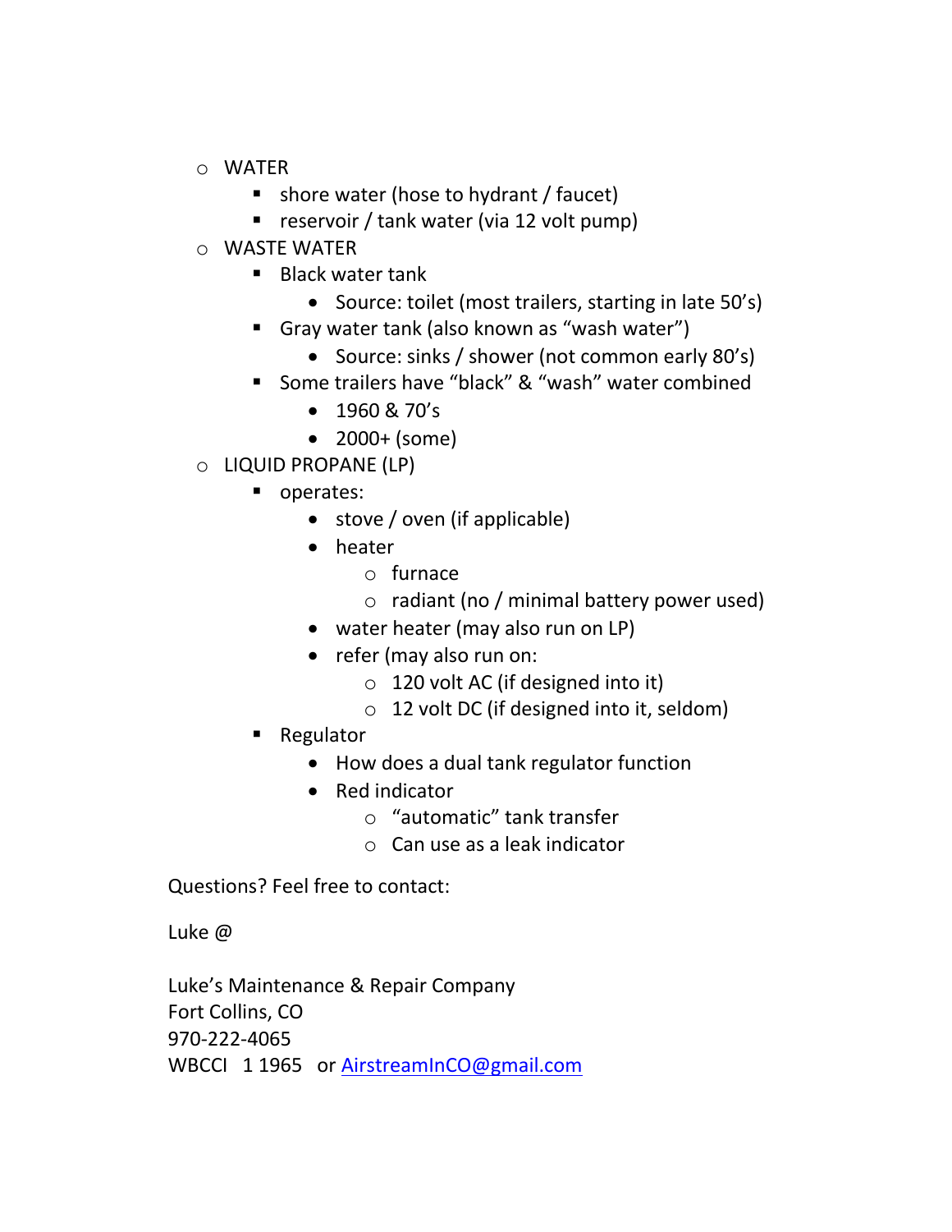- WATER
  - shore water (hose to hydrant / faucet)
  - reservoir / tank water (via 12 volt pump)
- WASTE WATER
  - Black water tank
    - Source: toilet (most trailers, starting in late 50's)
  - Gray water tank (also known as "wash water")
    - Source: sinks / shower (not common early 80's)
  - Some trailers have "black" & "wash" water combined
    - 1960 & 70's
    - 2000+ (some)
- LIQUID PROPANE (LP)
  - operates:
    - stove / oven (if applicable)
    - heater
      - furnace
      - radiant (no / minimal battery power used)
    - water heater (may also run on LP)
    - refer (may also run on:
      - 120 volt AC (if designed into it)
      - 12 volt DC (if designed into it, seldom)
  - Regulator
    - How does a dual tank regulator function
    - Red indicator
      - "automatic" tank transfer
      - Can use as a leak indicator

Questions? Feel free to contact:

Luke @

Luke's Maintenance & Repair Company
Fort Collins, CO
970-222-4065
WBCCI 1 1965 or [AirstreamInCO@gmail.com](mailto:AirstreamInCO@gmail.com)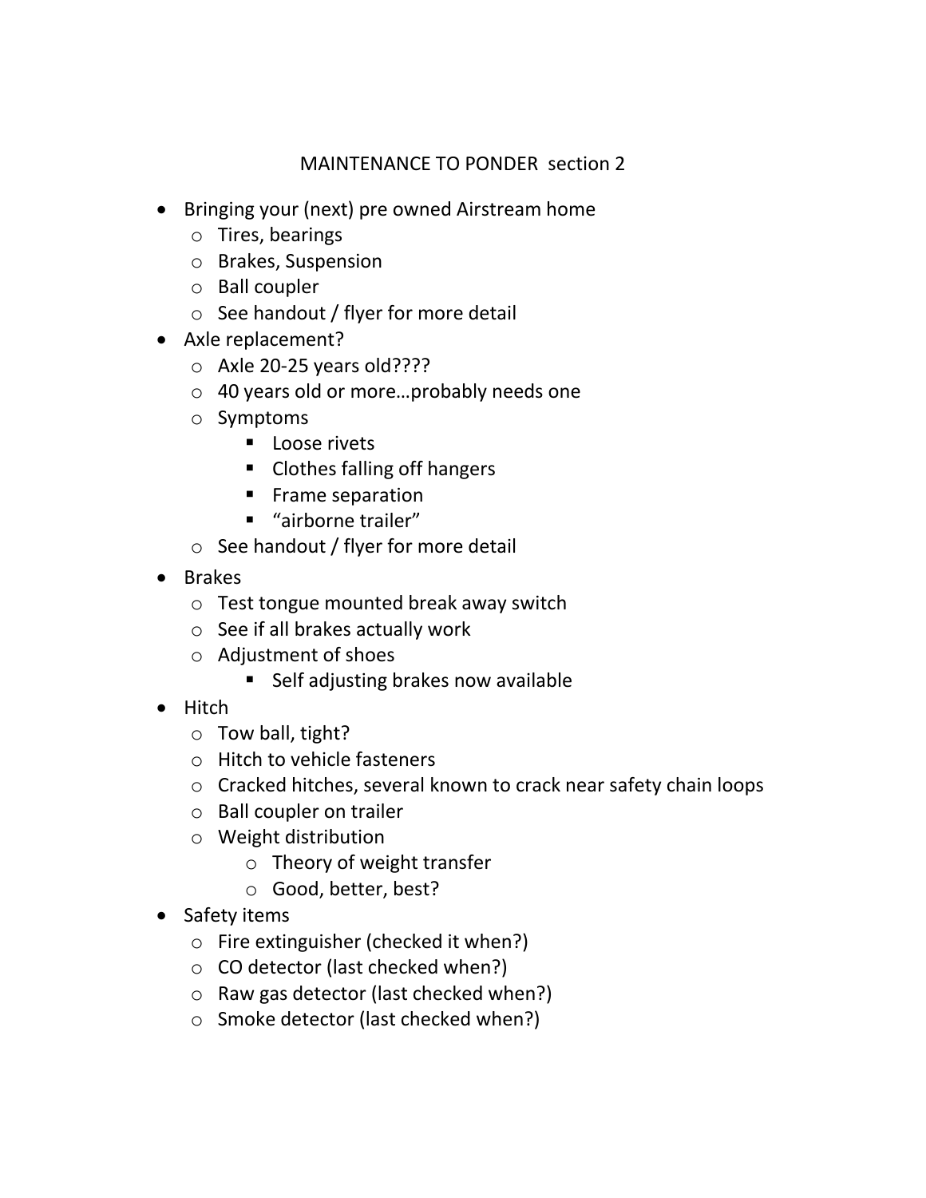# MAINTENANCE TO PONDER section 2

- Bringing your (next) pre owned Airstream home
  - Tires, bearings
  - Brakes, Suspension
  - Ball coupler
  - See handout / flyer for more detail
- Axle replacement?
  - Axle 20-25 years old????
  - 40 years old or more…probably needs one
  - Symptoms
    - Loose rivets
    - Clothes falling off hangers
    - Frame separation
    - "airborne trailer"
  - See handout / flyer for more detail
- Brakes
  - Test tongue mounted break away switch
  - See if all brakes actually work
  - Adjustment of shoes
    - Self adjusting brakes now available
- Hitch
  - Tow ball, tight?
  - Hitch to vehicle fasteners
  - Cracked hitches, several known to crack near safety chain loops
  - Ball coupler on trailer
  - Weight distribution
    - Theory of weight transfer
    - Good, better, best?
- Safety items
  - Fire extinguisher (checked it when?)
  - CO detector (last checked when?)
  - Raw gas detector (last checked when?)
  - Smoke detector (last checked when?)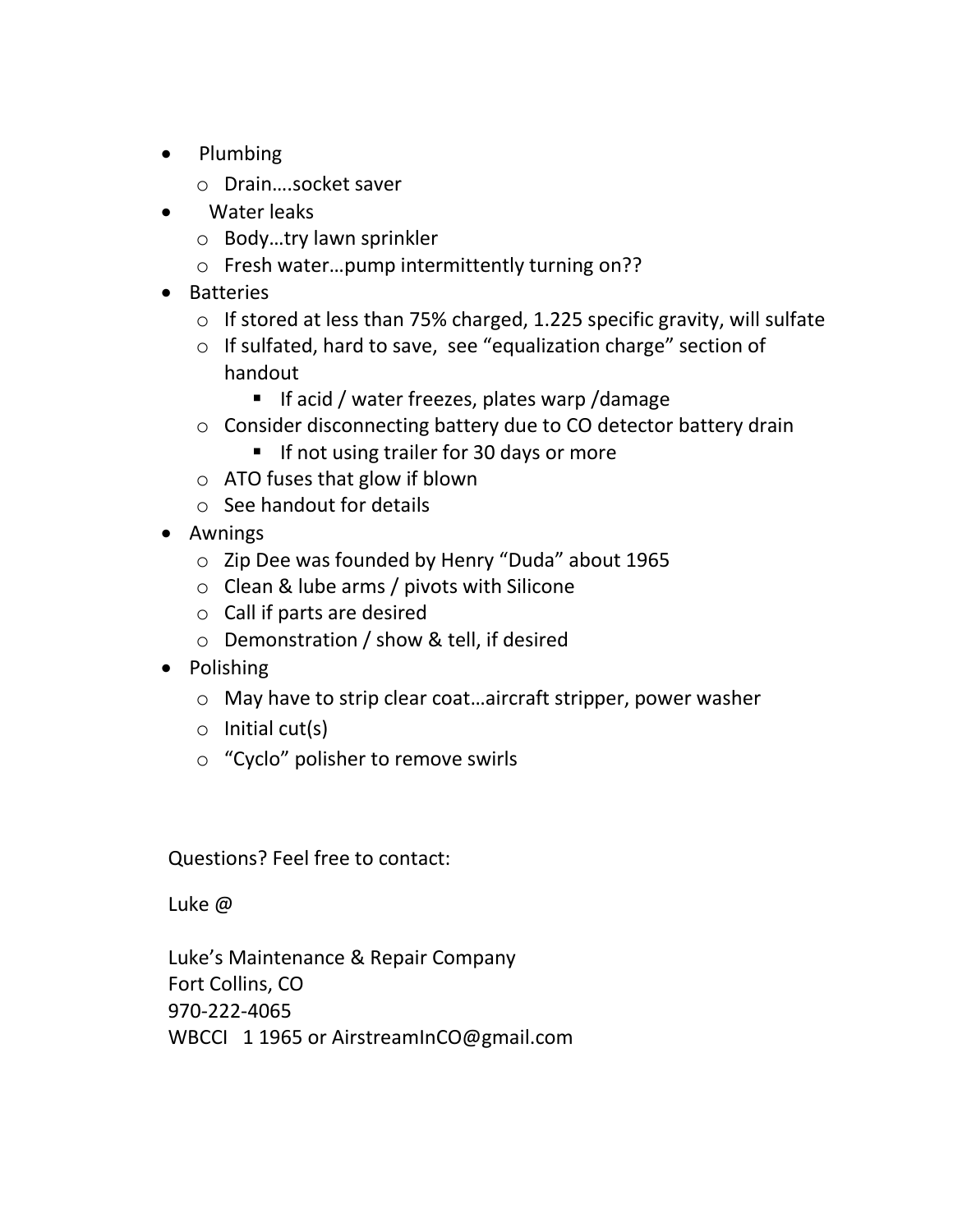- Plumbing
  - Drain….socket saver
- Water leaks
  - Body…try lawn sprinkler
  - Fresh water…pump intermittently turning on??
- Batteries
  - If stored at less than 75% charged, 1.225 specific gravity, will sulfate
  - If sulfated, hard to save, see "equalization charge" section of handout
    - If acid / water freezes, plates warp /damage
  - Consider disconnecting battery due to CO detector battery drain
    - If not using trailer for 30 days or more
  - ATO fuses that glow if blown
  - See handout for details
- Awnings
  - Zip Dee was founded by Henry "Duda" about 1965
  - Clean & lube arms / pivots with Silicone
  - Call if parts are desired
  - Demonstration / show & tell, if desired
- Polishing
  - May have to strip clear coat…aircraft stripper, power washer
  - Initial cut(s)
  - "Cyclo" polisher to remove swirls

Questions? Feel free to contact:

Luke @

Luke's Maintenance & Repair Company
Fort Collins, CO
970-222-4065
WBCCI 1 1965 or AirstreamInCO@gmail.com